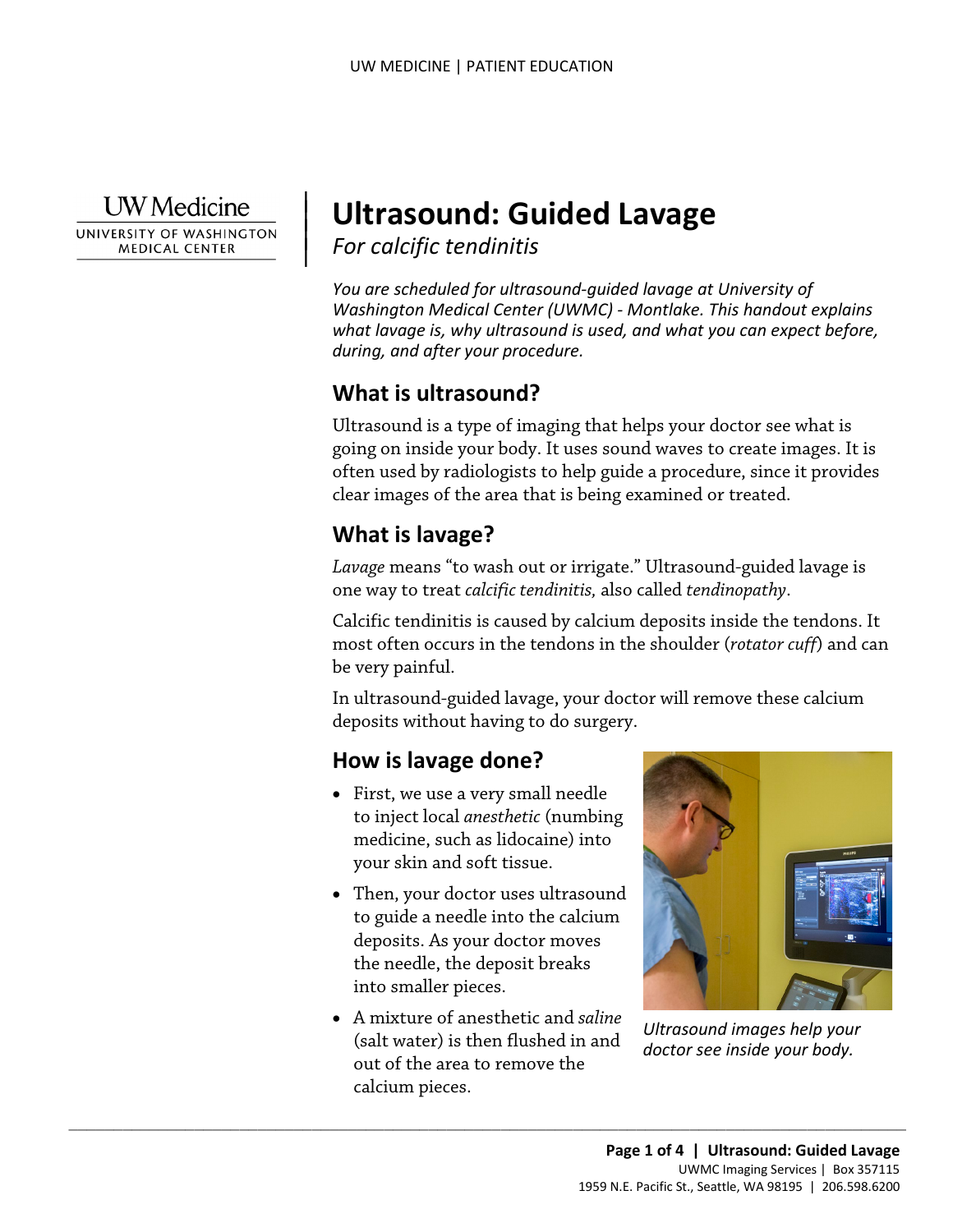UW Medicine
UNIVERSITY OF WASHINGTON MEDICAL CENTER

# Ultrasound: Guided Lavage

*For calcific tendinitis*

*You are scheduled for ultrasound-guided lavage at University of Washington Medical Center (UWMC) - Montlake. This handout explains what lavage is, why ultrasound is used, and what you can expect before, during, and after your procedure.*

## What is ultrasound?

Ultrasound is a type of imaging that helps your doctor see what is going on inside your body. It uses sound waves to create images. It is often used by radiologists to help guide a procedure, since it provides clear images of the area that is being examined or treated.

## What is lavage?

*Lavage* means "to wash out or irrigate." Ultrasound-guided lavage is one way to treat *calcific tendinitis,* also called *tendinopathy*.

Calcific tendinitis is caused by calcium deposits inside the tendons. It most often occurs in the tendons in the shoulder (*rotator cuff*) and can be very painful.

In ultrasound-guided lavage, your doctor will remove these calcium deposits without having to do surgery.

## How is lavage done?

- First, we use a very small needle to inject local *anesthetic* (numbing medicine, such as lidocaine) into your skin and soft tissue.
- Then, your doctor uses ultrasound to guide a needle into the calcium deposits. As your doctor moves the needle, the deposit breaks into smaller pieces.
- A mixture of anesthetic and *saline* (salt water) is then flushed in and out of the area to remove the calcium pieces.

*Ultrasound images help your doctor see inside your body.*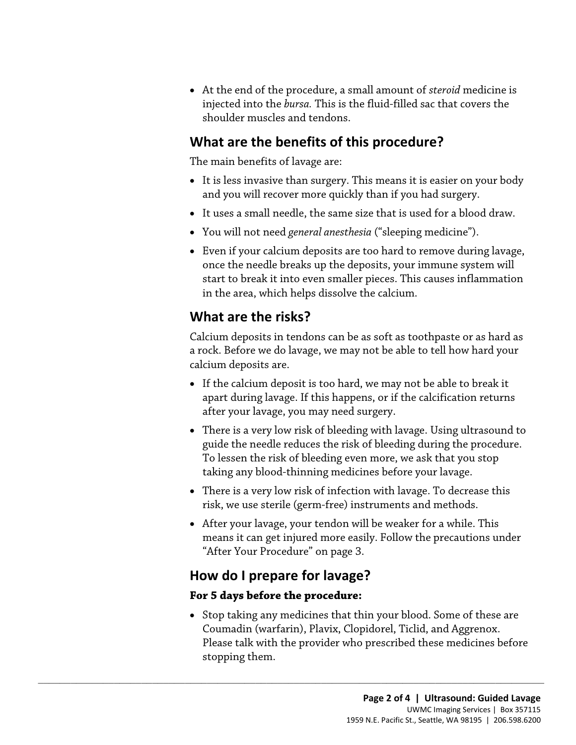- At the end of the procedure, a small amount of *steroid* medicine is injected into the *bursa.* This is the fluid-filled sac that covers the shoulder muscles and tendons.

## What are the benefits of this procedure?

The main benefits of lavage are:

- It is less invasive than surgery. This means it is easier on your body and you will recover more quickly than if you had surgery.
- It uses a small needle, the same size that is used for a blood draw.
- You will not need *general anesthesia* ("sleeping medicine").
- Even if your calcium deposits are too hard to remove during lavage, once the needle breaks up the deposits, your immune system will start to break it into even smaller pieces. This causes inflammation in the area, which helps dissolve the calcium.

## What are the risks?

Calcium deposits in tendons can be as soft as toothpaste or as hard as a rock. Before we do lavage, we may not be able to tell how hard your calcium deposits are.

- If the calcium deposit is too hard, we may not be able to break it apart during lavage. If this happens, or if the calcification returns after your lavage, you may need surgery.
- There is a very low risk of bleeding with lavage. Using ultrasound to guide the needle reduces the risk of bleeding during the procedure. To lessen the risk of bleeding even more, we ask that you stop taking any blood-thinning medicines before your lavage.
- There is a very low risk of infection with lavage. To decrease this risk, we use sterile (germ-free) instruments and methods.
- After your lavage, your tendon will be weaker for a while. This means it can get injured more easily. Follow the precautions under "After Your Procedure" on page 3.

## How do I prepare for lavage?

**For 5 days before the procedure:**

- Stop taking any medicines that thin your blood. Some of these are Coumadin (warfarin), Plavix, Clopidorel, Ticlid, and Aggrenox. Please talk with the provider who prescribed these medicines before stopping them.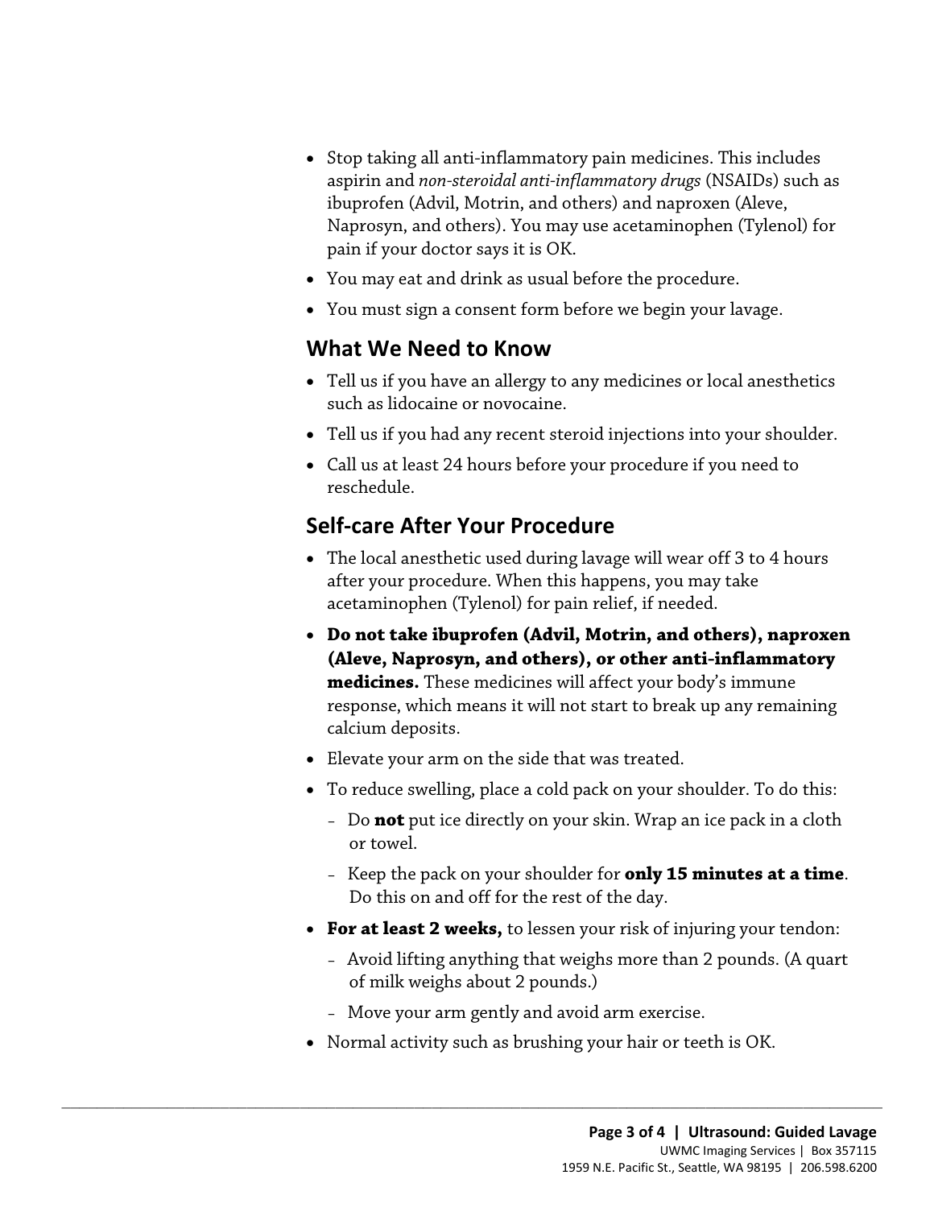- Stop taking all anti-inflammatory pain medicines. This includes aspirin and *non-steroidal anti-inflammatory drugs* (NSAIDs) such as ibuprofen (Advil, Motrin, and others) and naproxen (Aleve, Naprosyn, and others). You may use acetaminophen (Tylenol) for pain if your doctor says it is OK.
- You may eat and drink as usual before the procedure.
- You must sign a consent form before we begin your lavage.

## What We Need to Know

- Tell us if you have an allergy to any medicines or local anesthetics such as lidocaine or novocaine.
- Tell us if you had any recent steroid injections into your shoulder.
- Call us at least 24 hours before your procedure if you need to reschedule.

## Self-care After Your Procedure

- The local anesthetic used during lavage will wear off 3 to 4 hours after your procedure. When this happens, you may take acetaminophen (Tylenol) for pain relief, if needed.
- **Do not take ibuprofen (Advil, Motrin, and others), naproxen (Aleve, Naprosyn, and others), or other anti-inflammatory medicines.** These medicines will affect your body's immune response, which means it will not start to break up any remaining calcium deposits.
- Elevate your arm on the side that was treated.
- To reduce swelling, place a cold pack on your shoulder. To do this:
  - Do **not** put ice directly on your skin. Wrap an ice pack in a cloth or towel.
  - Keep the pack on your shoulder for **only 15 minutes at a time**. Do this on and off for the rest of the day.
- **For at least 2 weeks,** to lessen your risk of injuring your tendon:
  - Avoid lifting anything that weighs more than 2 pounds. (A quart of milk weighs about 2 pounds.)
  - Move your arm gently and avoid arm exercise.
- Normal activity such as brushing your hair or teeth is OK.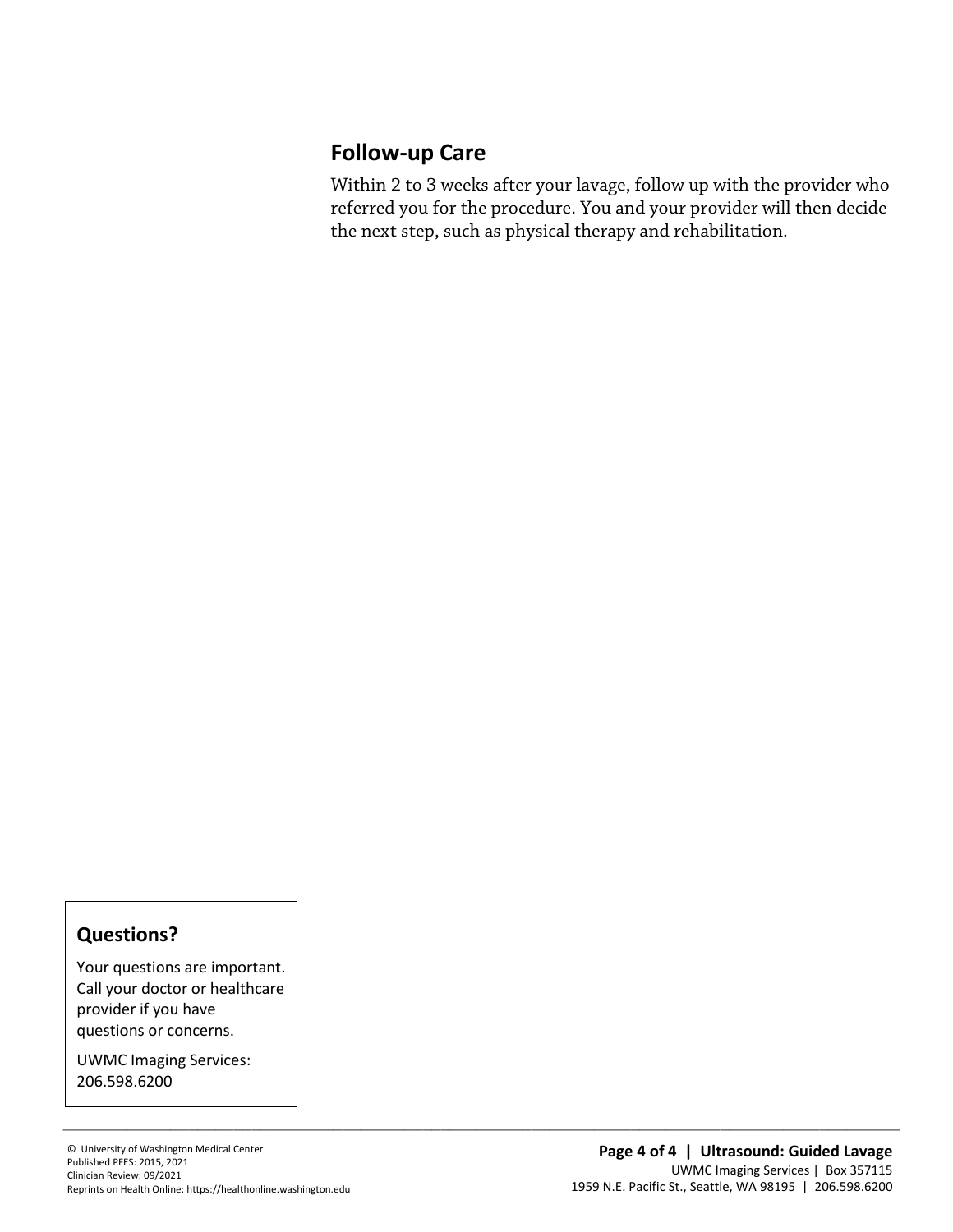## Follow-up Care

Within 2 to 3 weeks after your lavage, follow up with the provider who referred you for the procedure. You and your provider will then decide the next step, such as physical therapy and rehabilitation.

### Questions?

Your questions are important. Call your doctor or healthcare provider if you have questions or concerns.

UWMC Imaging Services: 206.598.6200

© University of Washington Medical Center
Published PFES: 2015, 2021
Clinician Review: 09/2021
Reprints on Health Online: https://healthonline.washington.edu

UWMC Imaging Services | Box 357115
1959 N.E. Pacific St., Seattle, WA 98195 | 206.598.6200